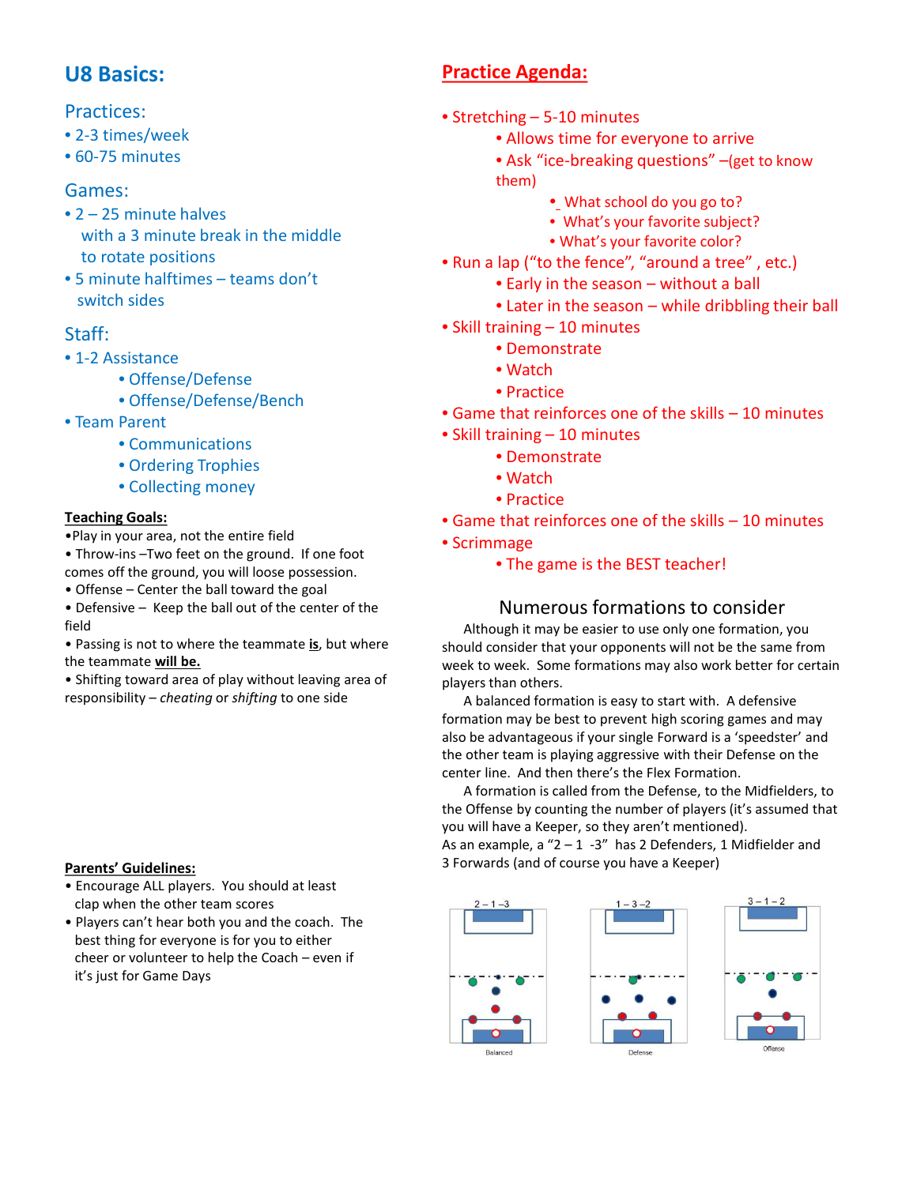## U8 Basics:

### Practices:

- 2-3 times/week
- 60-75 minutes

### Games:

- 2 – 25 minute halves with a 3 minute break in the middle to rotate positions
- 5 minute halftimes – teams don't switch sides

### Staff:

- 1-2 Assistance
  - Offense/Defense
  - Offense/Defense/Bench
- Team Parent
  - Communications
  - Ordering Trophies
  - Collecting money

**Teaching Goals:**

- Play in your area, not the entire field
- Throw-ins –Two feet on the ground. If one foot comes off the ground, you will loose possession.
- Offense – Center the ball toward the goal
- Defensive – Keep the ball out of the center of the field
- Passing is not to where the teammate **is**, but where the teammate **will be.**
- Shifting toward area of play without leaving area of responsibility – *cheating* or *shifting* to one side

**Parents' Guidelines:**

- Encourage ALL players. You should at least clap when the other team scores
- Players can't hear both you and the coach. The best thing for everyone is for you to either cheer or volunteer to help the Coach – even if it's just for Game Days

## Practice Agenda:

- Stretching – 5-10 minutes
  - Allows time for everyone to arrive
  - Ask "ice-breaking questions" –(get to know them)
    - What school do you go to?
    - What's your favorite subject?
    - What's your favorite color?
- Run a lap ("to the fence", "around a tree" , etc.)
  - Early in the season – without a ball
  - Later in the season – while dribbling their ball
- Skill training – 10 minutes
  - Demonstrate
  - Watch
  - Practice
- Game that reinforces one of the skills – 10 minutes
- Skill training – 10 minutes
  - Demonstrate
  - Watch
  - Practice
- Game that reinforces one of the skills – 10 minutes
- Scrimmage
  - The game is the BEST teacher!

### Numerous formations to consider

Although it may be easier to use only one formation, you should consider that your opponents will not be the same from week to week. Some formations may also work better for certain players than others.

A balanced formation is easy to start with. A defensive formation may be best to prevent high scoring games and may also be advantageous if your single Forward is a 'speedster' and the other team is playing aggressive with their Defense on the center line. And then there's the Flex Formation.

A formation is called from the Defense, to the Midfielders, to the Offense by counting the number of players (it's assumed that you will have a Keeper, so they aren't mentioned).

As an example, a "2 – 1 -3" has 2 Defenders, 1 Midfielder and 3 Forwards (and of course you have a Keeper)

2 – 1 –3
Balanced

1 – 3 –2
Defense

3 – 1 – 2
Offense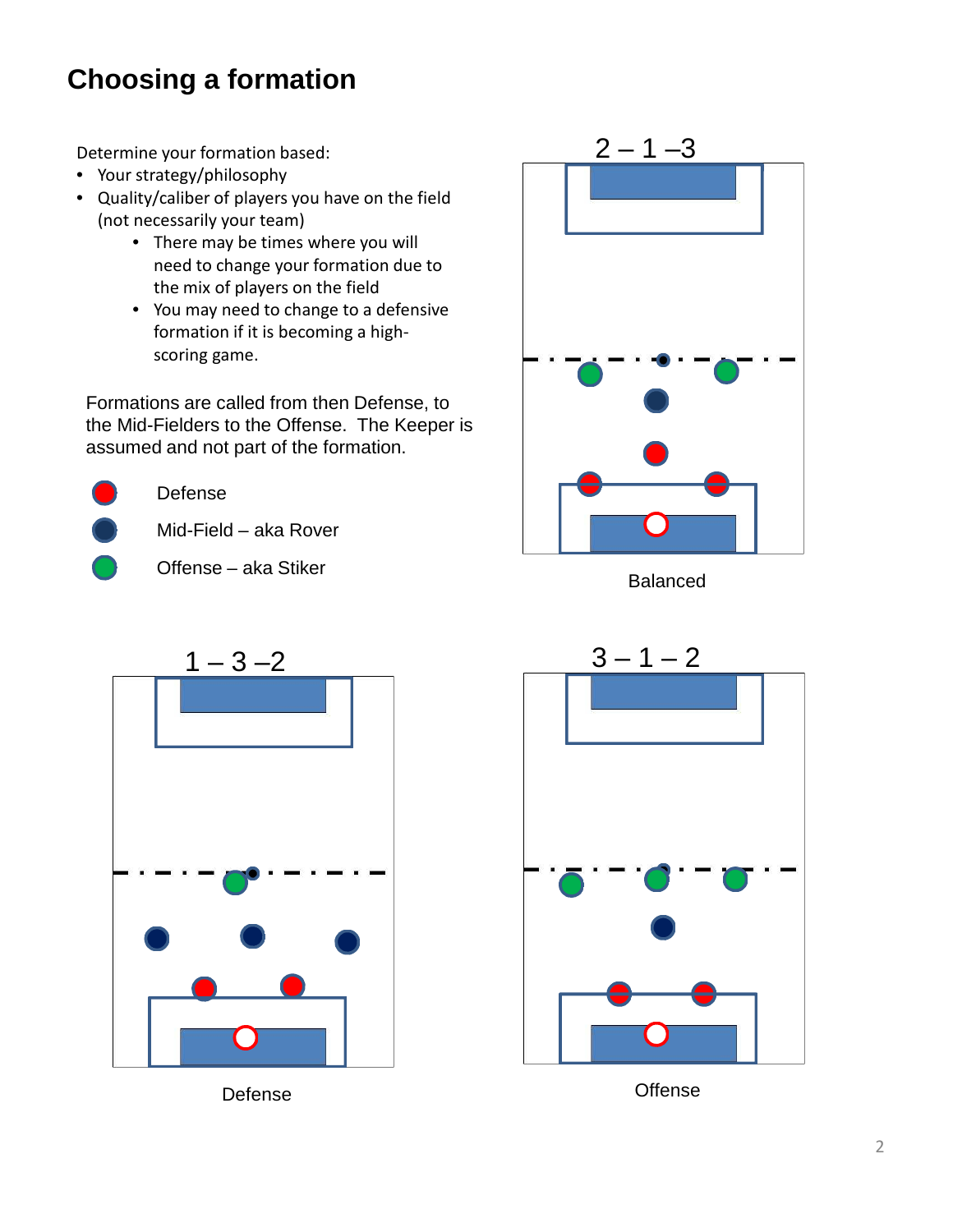# Choosing a formation

Determine your formation based:

- Your strategy/philosophy
- Quality/caliber of players you have on the field (not necessarily your team)
  - There may be times where you will need to change your formation due to the mix of players on the field
  - You may need to change to a defensive formation if it is becoming a high-scoring game.

Formations are called from then Defense, to the Mid-Fielders to the Offense. The Keeper is assumed and not part of the formation.

- Defense
- Mid-Field – aka Rover
- Offense – aka Stiker

2 – 1 –3

Balanced

1 – 3 –2

Defense

3 – 1 – 2

Offense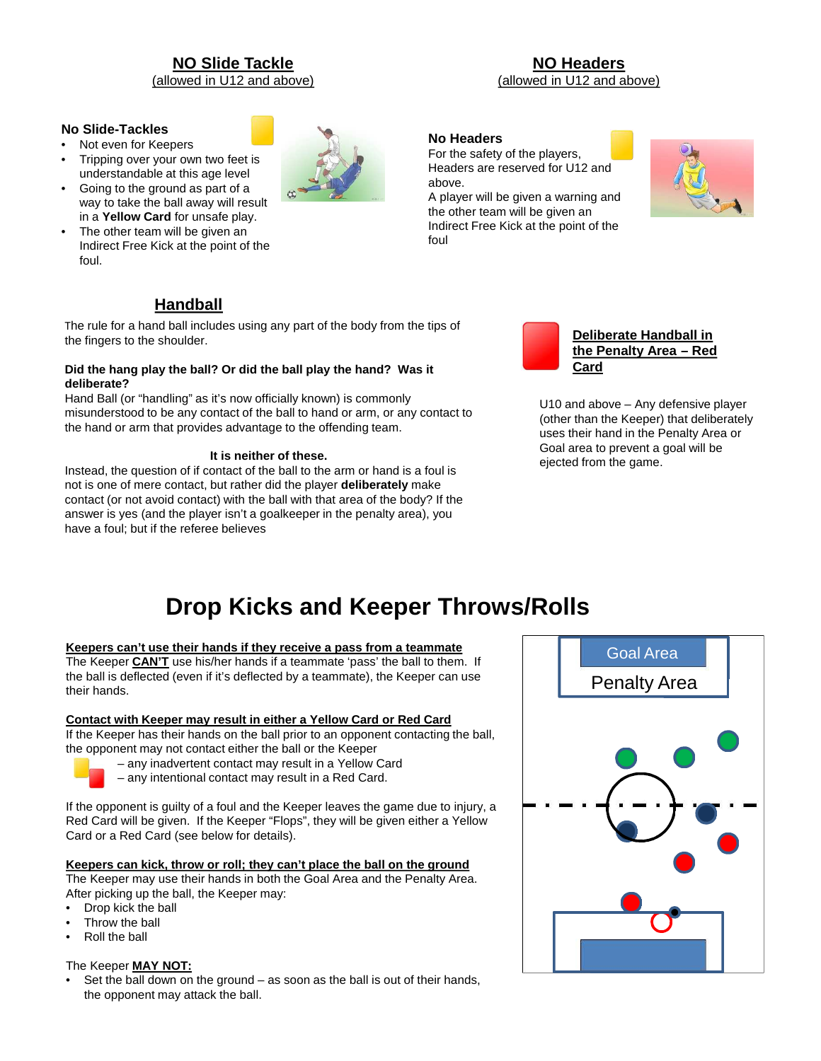## NO Slide Tackle
(allowed in U12 and above)

**No Slide-Tackles**

- Not even for Keepers
- Tripping over your own two feet is understandable at this age level
- Going to the ground as part of a way to take the ball away will result in a **Yellow Card** for unsafe play.
- The other team will be given an Indirect Free Kick at the point of the foul.

## NO Headers
(allowed in U12 and above)

**No Headers**

For the safety of the players, Headers are reserved for U12 and above.

A player will be given a warning and the other team will be given an Indirect Free Kick at the point of the foul

## Handball

The rule for a hand ball includes using any part of the body from the tips of the fingers to the shoulder.

**Did the hang play the ball? Or did the ball play the hand? Was it deliberate?**

Hand Ball (or "handling" as it's now officially known) is commonly misunderstood to be any contact of the ball to hand or arm, or any contact to the hand or arm that provides advantage to the offending team.

**It is neither of these.**

Instead, the question of if contact of the ball to the arm or hand is a foul is not is one of mere contact, but rather did the player **deliberately** make contact (or not avoid contact) with the ball with that area of the body? If the answer is yes (and the player isn't a goalkeeper in the penalty area), you have a foul; but if the referee believes

### Deliberate Handball in the Penalty Area – Red Card

U10 and above – Any defensive player (other than the Keeper) that deliberately uses their hand in the Penalty Area or Goal area to prevent a goal will be ejected from the game.

# Drop Kicks and Keeper Throws/Rolls

**Keepers can't use their hands if they receive a pass from a teammate**

The Keeper **CAN'T** use his/her hands if a teammate 'pass' the ball to them. If the ball is deflected (even if it's deflected by a teammate), the Keeper can use their hands.

**Contact with Keeper may result in either a Yellow Card or Red Card**

If the Keeper has their hands on the ball prior to an opponent contacting the ball, the opponent may not contact either the ball or the Keeper

– any inadvertent contact may result in a Yellow Card
– any intentional contact may result in a Red Card.

If the opponent is guilty of a foul and the Keeper leaves the game due to injury, a Red Card will be given. If the Keeper "Flops", they will be given either a Yellow Card or a Red Card (see below for details).

**Keepers can kick, throw or roll; they can't place the ball on the ground**

The Keeper may use their hands in both the Goal Area and the Penalty Area. After picking up the ball, the Keeper may:

- Drop kick the ball
- Throw the ball
- Roll the ball

The Keeper **MAY NOT:**

- Set the ball down on the ground – as soon as the ball is out of their hands, the opponent may attack the ball.

Goal Area

Penalty Area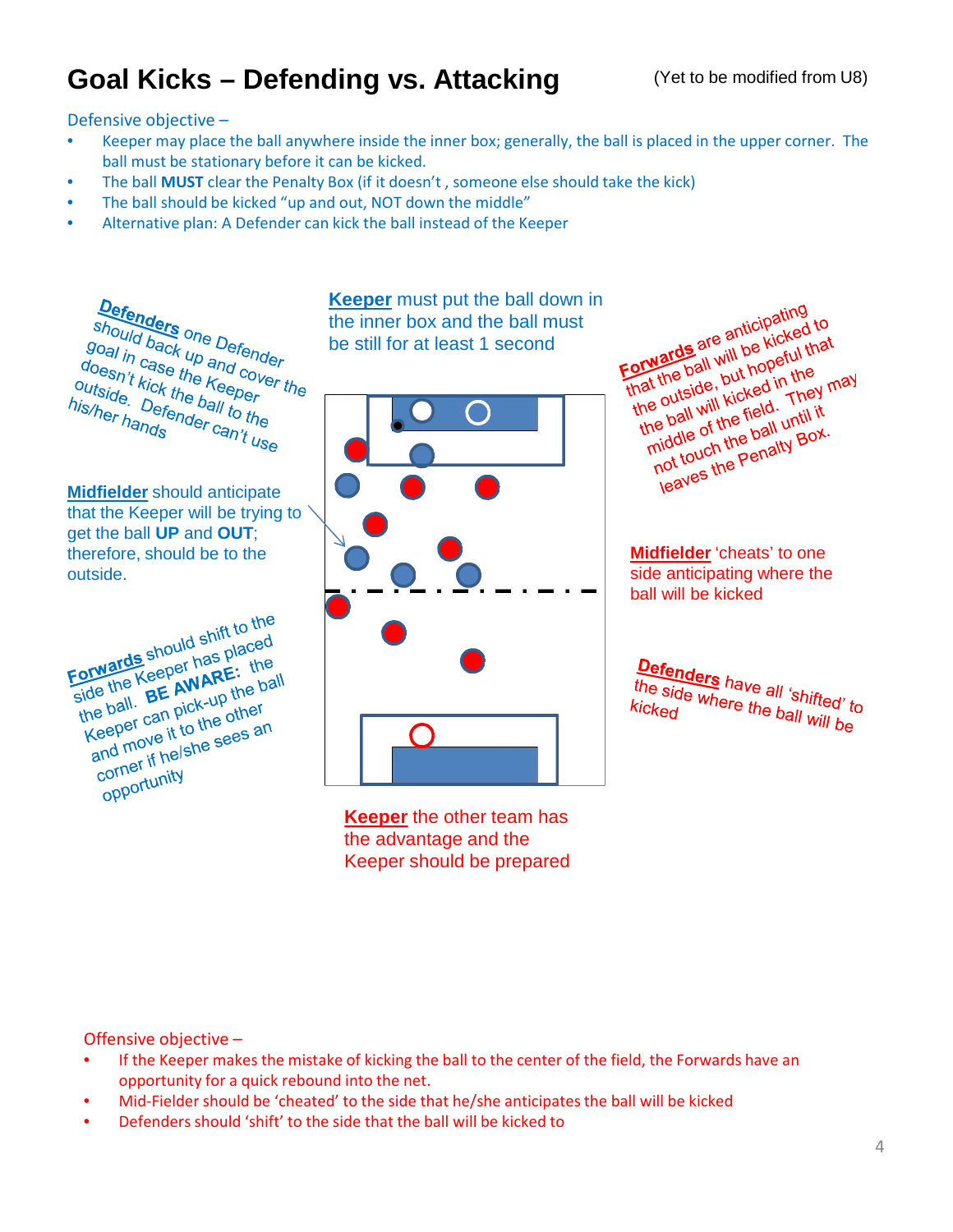# Goal Kicks – Defending vs. Attacking

(Yet to be modified from U8)

Defensive objective –

- Keeper may place the ball anywhere inside the inner box; generally, the ball is placed in the upper corner. The ball must be stationary before it can be kicked.
- The ball **MUST** clear the Penalty Box (if it doesn't , someone else should take the kick)
- The ball should be kicked "up and out, NOT down the middle"
- Alternative plan: A Defender can kick the ball instead of the Keeper

**Defenders** should back up and cover the goal in case the Keeper doesn't kick the ball to the outside. Defender can't use his/her hands one Defender

**Keeper** must put the ball down in the inner box and the ball must be still for at least 1 second

**Forwards** are anticipating that the ball will be kicked to the outside, but hopeful that the ball will kicked in the middle of the field. They may not touch the ball until it leaves the Penalty Box.

**Midfielder** should anticipate that the Keeper will be trying to get the ball **UP** and **OUT**; therefore, should be to the outside.

**Midfielder** 'cheats' to one side anticipating where the ball will be kicked

**Forwards** should shift to the side the Keeper has placed the ball. **BE AWARE:** the Keeper can pick-up the ball and move it to the other corner if he/she sees an opportunity

**Defenders** have all 'shifted' to the side where the ball will be kicked

**Keeper** the other team has the advantage and the Keeper should be prepared

Offensive objective –

- If the Keeper makes the mistake of kicking the ball to the center of the field, the Forwards have an opportunity for a quick rebound into the net.
- Mid-Fielder should be 'cheated' to the side that he/she anticipates the ball will be kicked
- Defenders should 'shift' to the side that the ball will be kicked to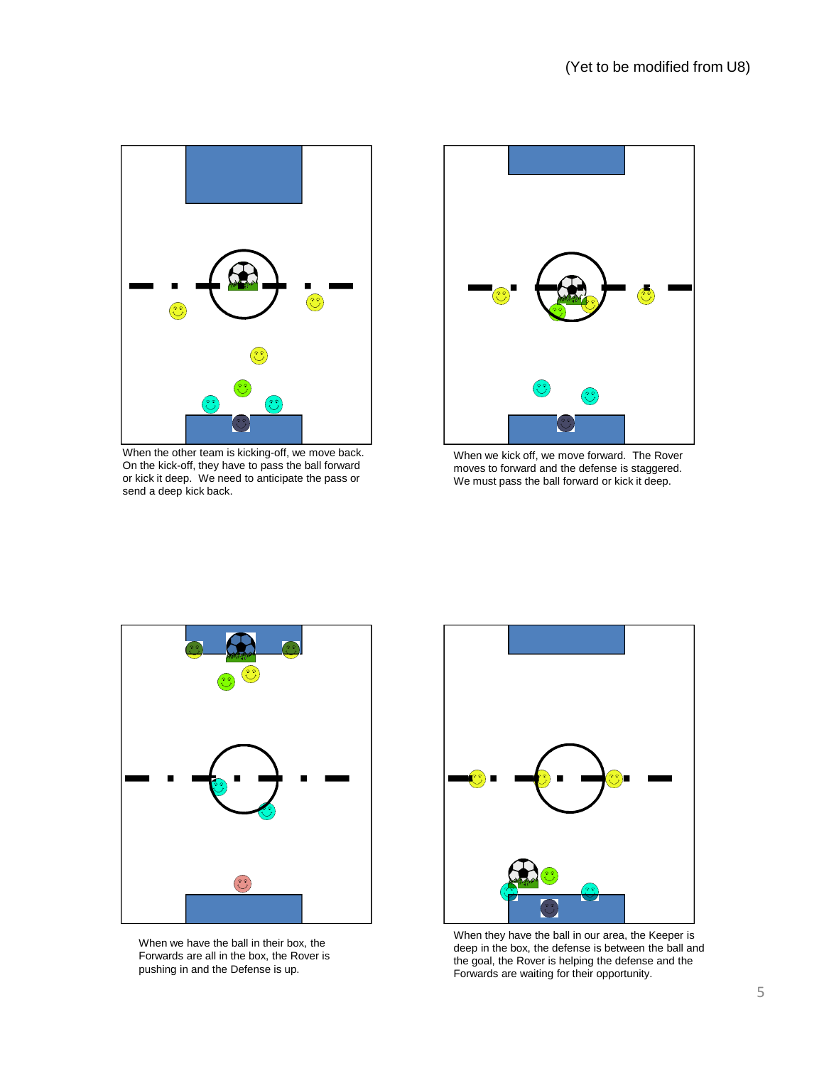(Yet to be modified from U8)

When the other team is kicking-off, we move back. On the kick-off, they have to pass the ball forward or kick it deep. We need to anticipate the pass or send a deep kick back.

When we kick off, we move forward. The Rover moves to forward and the defense is staggered. We must pass the ball forward or kick it deep.

When we have the ball in their box, the Forwards are all in the box, the Rover is pushing in and the Defense is up.

When they have the ball in our area, the Keeper is deep in the box, the defense is between the ball and the goal, the Rover is helping the defense and the Forwards are waiting for their opportunity.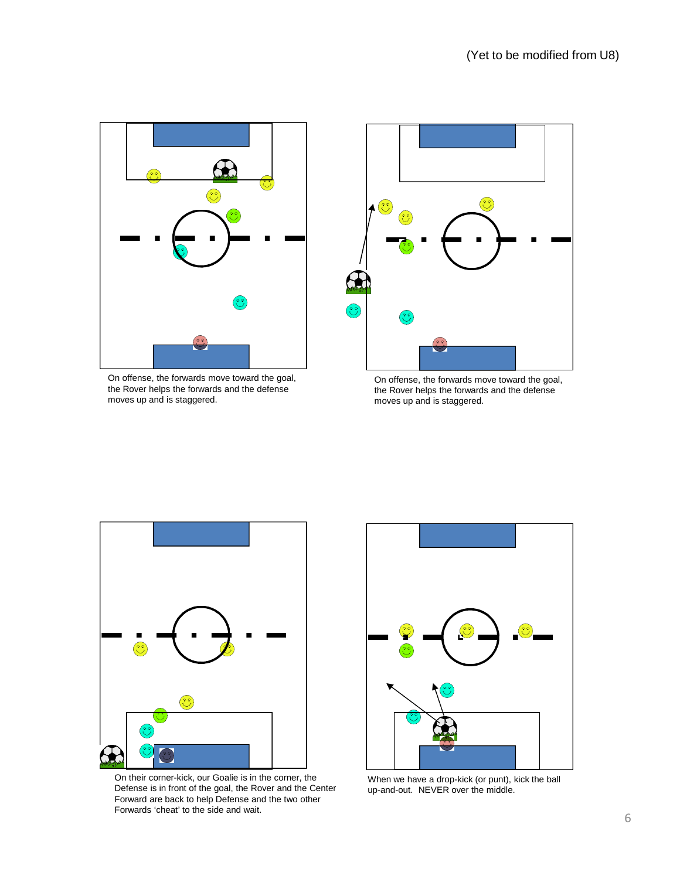(Yet to be modified from U8)

On offense, the forwards move toward the goal, the Rover helps the forwards and the defense moves up and is staggered.

On offense, the forwards move toward the goal, the Rover helps the forwards and the defense moves up and is staggered.

On their corner-kick, our Goalie is in the corner, the Defense is in front of the goal, the Rover and the Center Forward are back to help Defense and the two other Forwards 'cheat' to the side and wait.

When we have a drop-kick (or punt), kick the ball up-and-out. NEVER over the middle.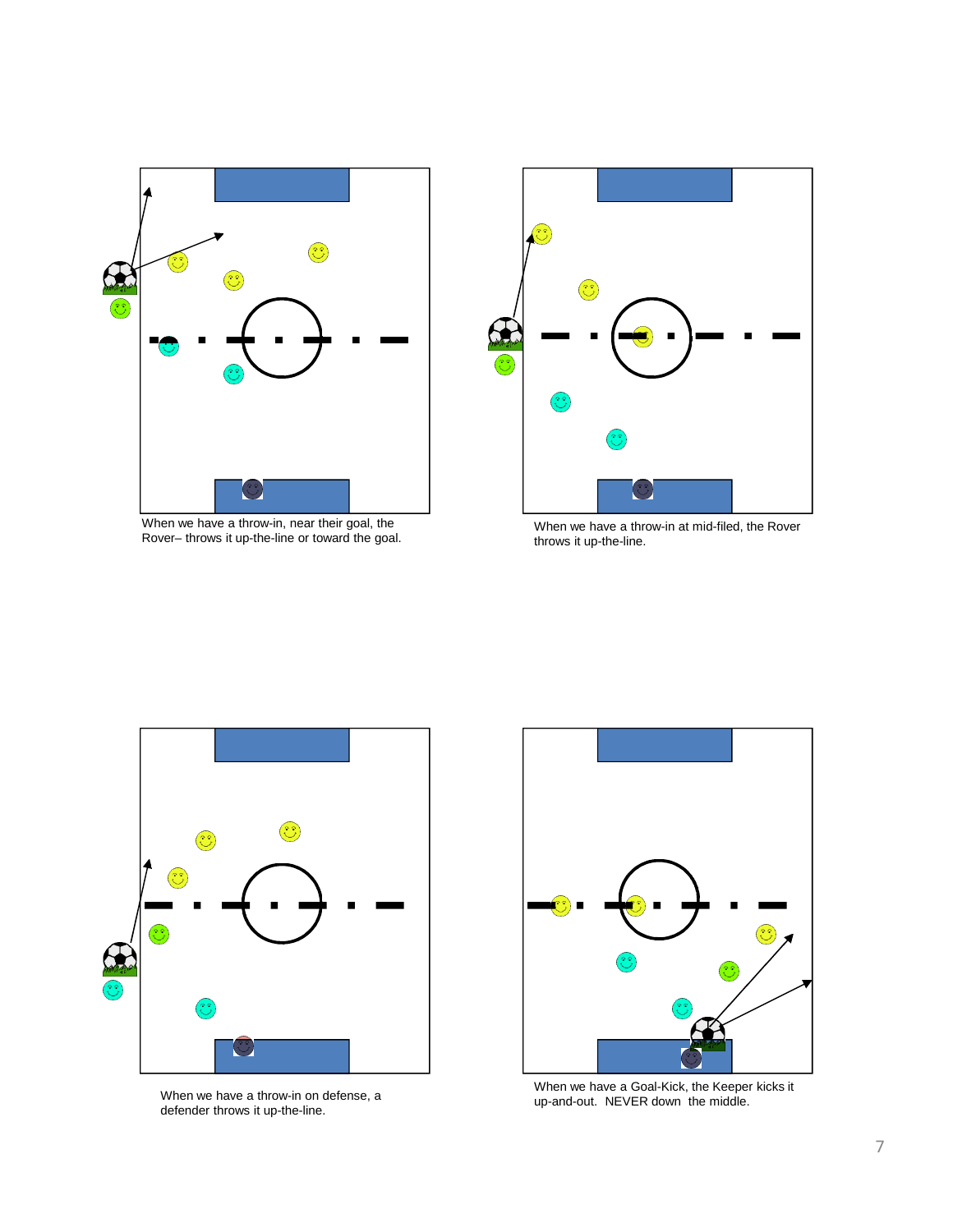When we have a throw-in, near their goal, the Rover– throws it up-the-line or toward the goal.

When we have a throw-in at mid-filed, the Rover throws it up-the-line.

When we have a throw-in on defense, a defender throws it up-the-line.

When we have a Goal-Kick, the Keeper kicks it up-and-out. NEVER down the middle.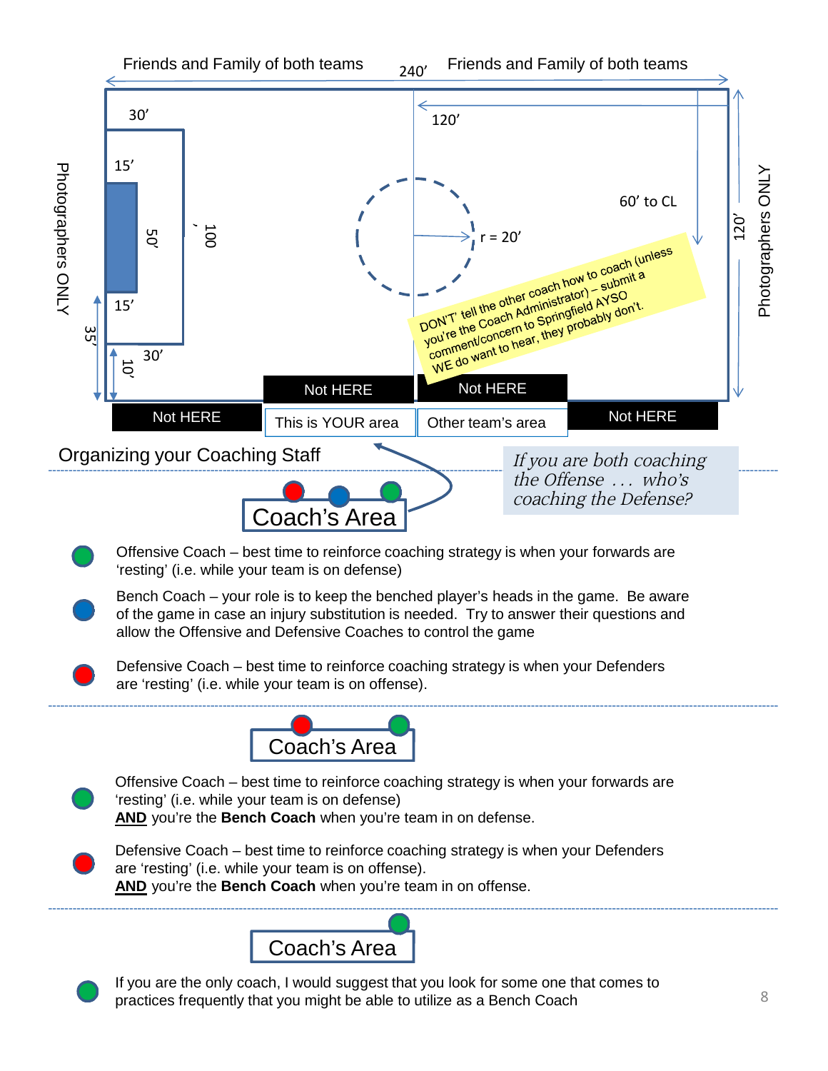Friends and Family of both teams 240' Friends and Family of both teams

Photographers ONLY

Photographers ONLY

30' 120' 15' 50' 100' 60' to CL r = 20' 120' 15' 35' 10' 30'

DON'T' tell the other coach how to coach (unless you're the Coach Administrator) – submit a comment/concern to Springfield AYSO WE do want to hear, they probably don't.

| Not HERE | This is YOUR area | Other team's area | Not HERE |
|---|---|---|---|

Not HERE Not HERE

## Organizing your Coaching Staff

*If you are both coaching the Offense . . . who's coaching the Defense?*

### Coach's Area

- Offensive Coach – best time to reinforce coaching strategy is when your forwards are 'resting' (i.e. while your team is on defense)
- Bench Coach – your role is to keep the benched player's heads in the game. Be aware of the game in case an injury substitution is needed. Try to answer their questions and allow the Offensive and Defensive Coaches to control the game
- Defensive Coach – best time to reinforce coaching strategy is when your Defenders are 'resting' (i.e. while your team is on offense).

### Coach's Area

- Offensive Coach – best time to reinforce coaching strategy is when your forwards are 'resting' (i.e. while your team is on defense)
  <u>**AND**</u> you're the **Bench Coach** when you're team in on defense.
- Defensive Coach – best time to reinforce coaching strategy is when your Defenders are 'resting' (i.e. while your team is on offense).
  <u>**AND**</u> you're the **Bench Coach** when you're team in on offense.

### Coach's Area

- If you are the only coach, I would suggest that you look for some one that comes to practices frequently that you might be able to utilize as a Bench Coach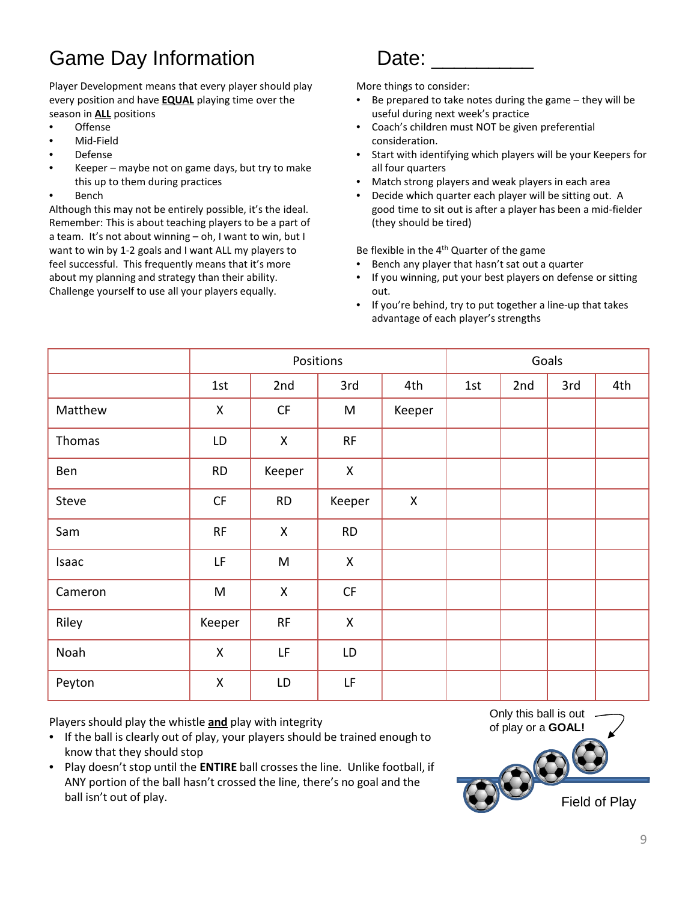# Game Day Information

Date: _________

Player Development means that every player should play every position and have **EQUAL** playing time over the season in **ALL** positions

- Offense
- Mid-Field
- Defense
- Keeper – maybe not on game days, but try to make this up to them during practices
- Bench

Although this may not be entirely possible, it's the ideal. Remember: This is about teaching players to be a part of a team. It's not about winning – oh, I want to win, but I want to win by 1-2 goals and I want ALL my players to feel successful. This frequently means that it's more about my planning and strategy than their ability. Challenge yourself to use all your players equally.

More things to consider:

- Be prepared to take notes during the game – they will be useful during next week's practice
- Coach's children must NOT be given preferential consideration.
- Start with identifying which players will be your Keepers for all four quarters
- Match strong players and weak players in each area
- Decide which quarter each player will be sitting out. A good time to sit out is after a player has been a mid-fielder (they should be tired)

Be flexible in the 4th Quarter of the game

- Bench any player that hasn't sat out a quarter
- If you winning, put your best players on defense or sitting out.
- If you're behind, try to put together a line-up that takes advantage of each player's strengths

| | Positions | | | | Goals | | | |
|---|---|---|---|---|---|---|---|---|
| | 1st | 2nd | 3rd | 4th | 1st | 2nd | 3rd | 4th |
| Matthew | X | CF | M | Keeper | | | | |
| Thomas | LD | X | RF | | | | | |
| Ben | RD | Keeper | X | | | | | |
| Steve | CF | RD | Keeper | X | | | | |
| Sam | RF | X | RD | | | | | |
| Isaac | LF | M | X | | | | | |
| Cameron | M | X | CF | | | | | |
| Riley | Keeper | RF | X | | | | | |
| Noah | X | LF | LD | | | | | |
| Peyton | X | LD | LF | | | | | |

Players should play the whistle **and** play with integrity

- If the ball is clearly out of play, your players should be trained enough to know that they should stop
- Play doesn't stop until the **ENTIRE** ball crosses the line. Unlike football, if ANY portion of the ball hasn't crossed the line, there's no goal and the ball isn't out of play.

Only this ball is out of play or a **GOAL!**

Field of Play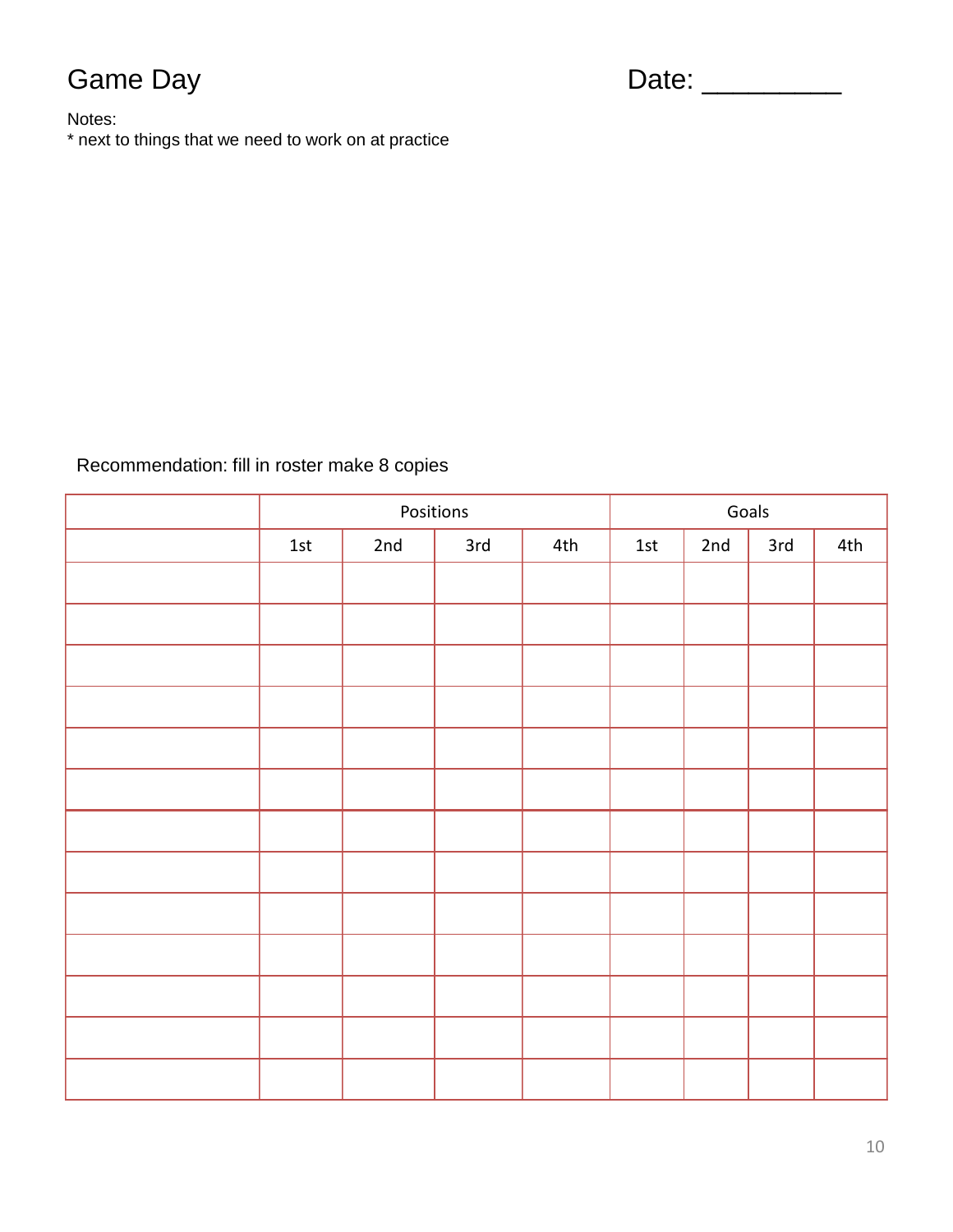# Game Day

Date: _________

Notes:
* next to things that we need to work on at practice

Recommendation: fill in roster make 8 copies

| | Positions | | | | Goals | | | |
|---|---|---|---|---|---|---|---|---|
| | 1st | 2nd | 3rd | 4th | 1st | 2nd | 3rd | 4th |
| | | | | | | | | |
| | | | | | | | | |
| | | | | | | | | |
| | | | | | | | | |
| | | | | | | | | |
| | | | | | | | | |
| | | | | | | | | |
| | | | | | | | | |
| | | | | | | | | |
| | | | | | | | | |
| | | | | | | | | |
| | | | | | | | | |
| | | | | | | | | |